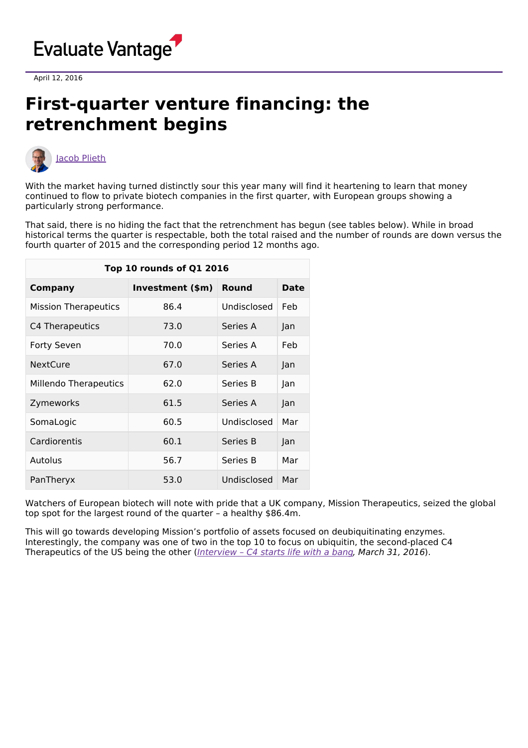Evaluate Vantage

April 12, 2016

# First-quarter venture financing: the retrenchment begins

Jacob Plieth

With the market having turned distinctly sour this year many will find it heartening to learn that money continued to flow to private biotech companies in the first quarter, with European groups showing a particularly strong performance.

That said, there is no hiding the fact that the retrenchment has begun (see tables below). While in broad historical terms the quarter is respectable, both the total raised and the number of rounds are down versus the fourth quarter of 2015 and the corresponding period 12 months ago.

| Top 10 rounds of Q1 2016 | | | |
|---|---|---|---|
| **Company** | **Investment ($m)** | **Round** | **Date** |
| Mission Therapeutics | 86.4 | Undisclosed | Feb |
| C4 Therapeutics | 73.0 | Series A | Jan |
| Forty Seven | 70.0 | Series A | Feb |
| NextCure | 67.0 | Series A | Jan |
| Millendo Therapeutics | 62.0 | Series B | Jan |
| Zymeworks | 61.5 | Series A | Jan |
| SomaLogic | 60.5 | Undisclosed | Mar |
| Cardiorentis | 60.1 | Series B | Jan |
| Autolus | 56.7 | Series B | Mar |
| PanTheryx | 53.0 | Undisclosed | Mar |

Watchers of European biotech will note with pride that a UK company, Mission Therapeutics, seized the global top spot for the largest round of the quarter – a healthy $86.4m.

This will go towards developing Mission's portfolio of assets focused on deubiquitinating enzymes. Interestingly, the company was one of two in the top 10 to focus on ubiquitin, the second-placed C4 Therapeutics of the US being the other (*Interview – C4 starts life with a bang, March 31, 2016*).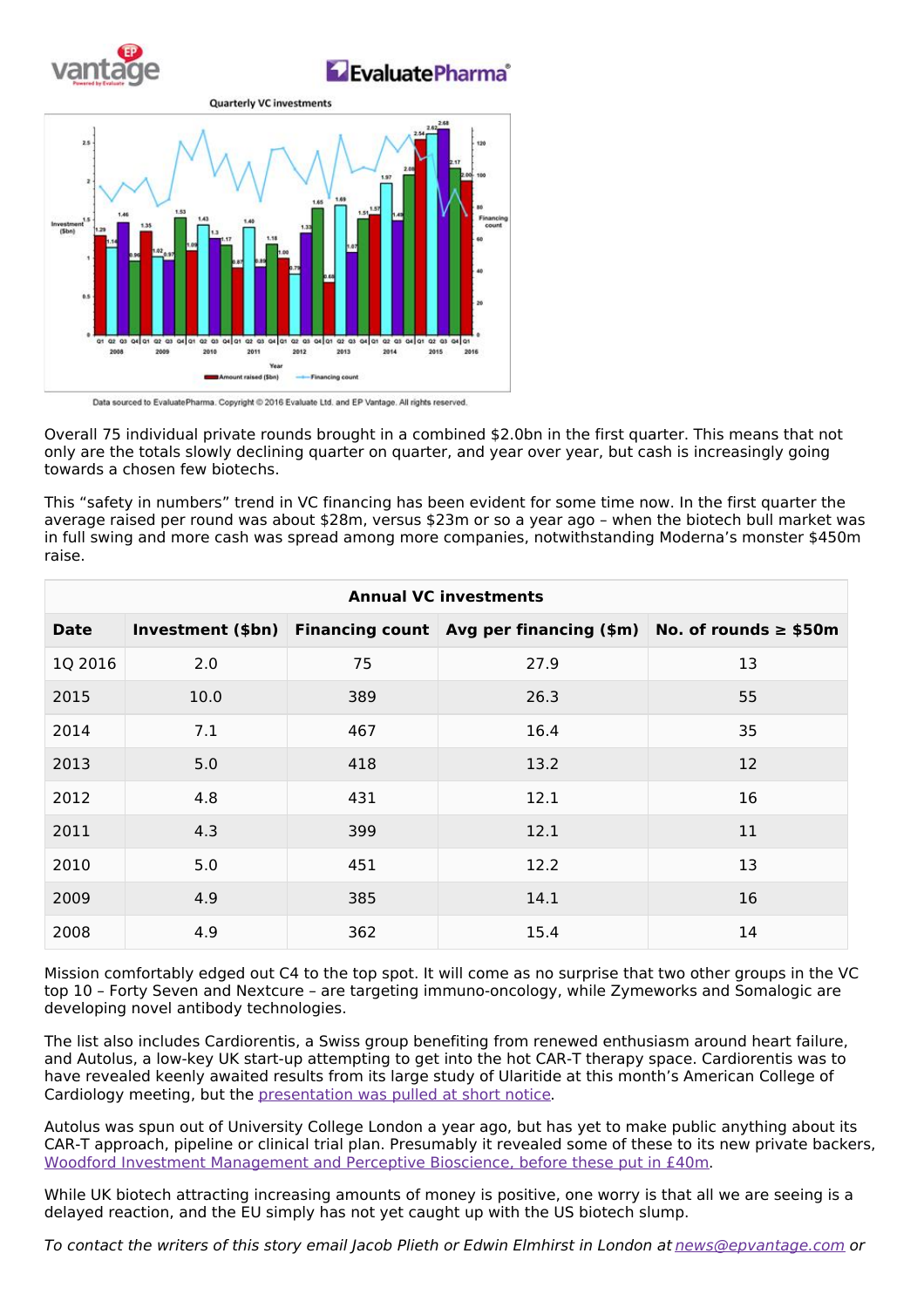Overall 75 individual private rounds brought in a combined $2.0bn in the first quarter. This means that not only are the totals slowly declining quarter on quarter, and year over year, but cash is increasingly going towards a chosen few biotechs.

This “safety in numbers” trend in VC financing has been evident for some time now. In the first quarter the average raised per round was about $28m, versus $23m or so a year ago – when the biotech bull market was in full swing and more cash was spread among more companies, notwithstanding Moderna’s monster $450m raise.

| Annual VC investments | | | | |
|---|---|---|---|---|
| **Date** | **Investment ($bn)** | **Financing count** | **Avg per financing ($m)** | **No. of rounds ≥ $50m** |
| 1Q 2016 | 2.0 | 75 | 27.9 | 13 |
| 2015 | 10.0 | 389 | 26.3 | 55 |
| 2014 | 7.1 | 467 | 16.4 | 35 |
| 2013 | 5.0 | 418 | 13.2 | 12 |
| 2012 | 4.8 | 431 | 12.1 | 16 |
| 2011 | 4.3 | 399 | 12.1 | 11 |
| 2010 | 5.0 | 451 | 12.2 | 13 |
| 2009 | 4.9 | 385 | 14.1 | 16 |
| 2008 | 4.9 | 362 | 15.4 | 14 |

Mission comfortably edged out C4 to the top spot. It will come as no surprise that two other groups in the VC top 10 – Forty Seven and Nextcure – are targeting immuno-oncology, while Zymeworks and Somalogic are developing novel antibody technologies.

The list also includes Cardiorentis, a Swiss group benefiting from renewed enthusiasm around heart failure, and Autolus, a low-key UK start-up attempting to get into the hot CAR-T therapy space. Cardiorentis was to have revealed keenly awaited results from its large study of Ularitide at this month’s American College of Cardiology meeting, but the presentation was pulled at short notice.

Autolus was spun out of University College London a year ago, but has yet to make public anything about its CAR-T approach, pipeline or clinical trial plan. Presumably it revealed some of these to its new private backers, Woodford Investment Management and Perceptive Bioscience, before these put in £40m.

While UK biotech attracting increasing amounts of money is positive, one worry is that all we are seeing is a delayed reaction, and the EU simply has not yet caught up with the US biotech slump.

*To contact the writers of this story email Jacob Plieth or Edwin Elmhirst in London at news@epvantage.com or*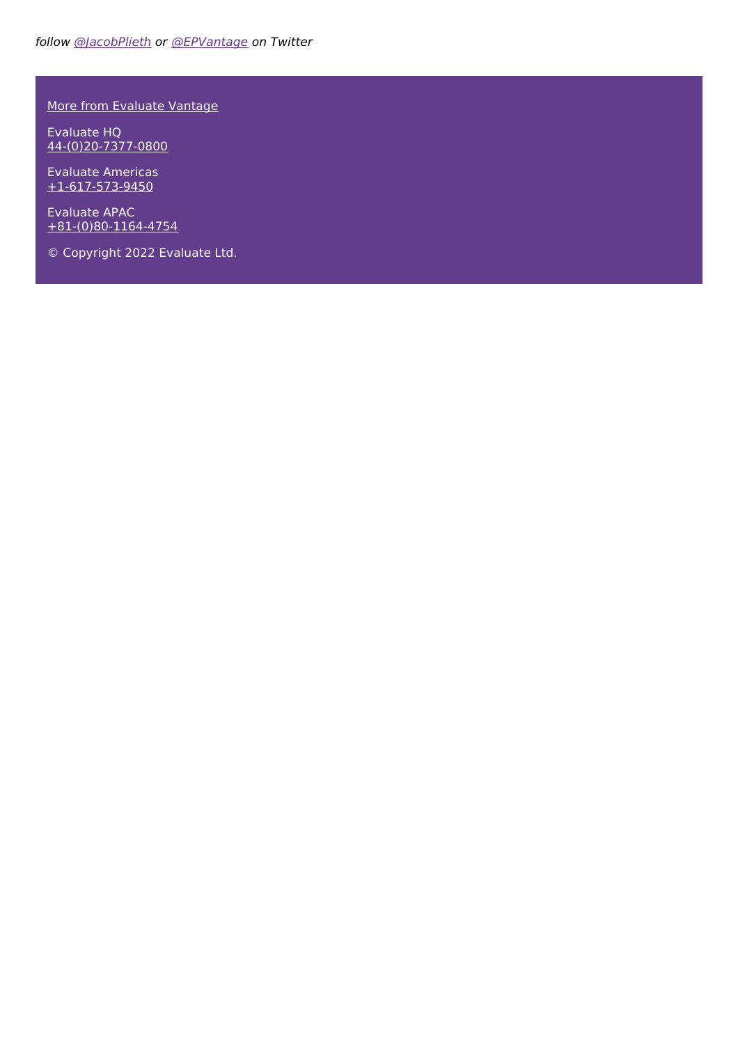*follow @JacobPlieth or @EPVantage on Twitter*

More from Evaluate Vantage

Evaluate HQ
44-(0)20-7377-0800

Evaluate Americas
+1-617-573-9450

Evaluate APAC
+81-(0)80-1164-4754

© Copyright 2022 Evaluate Ltd.